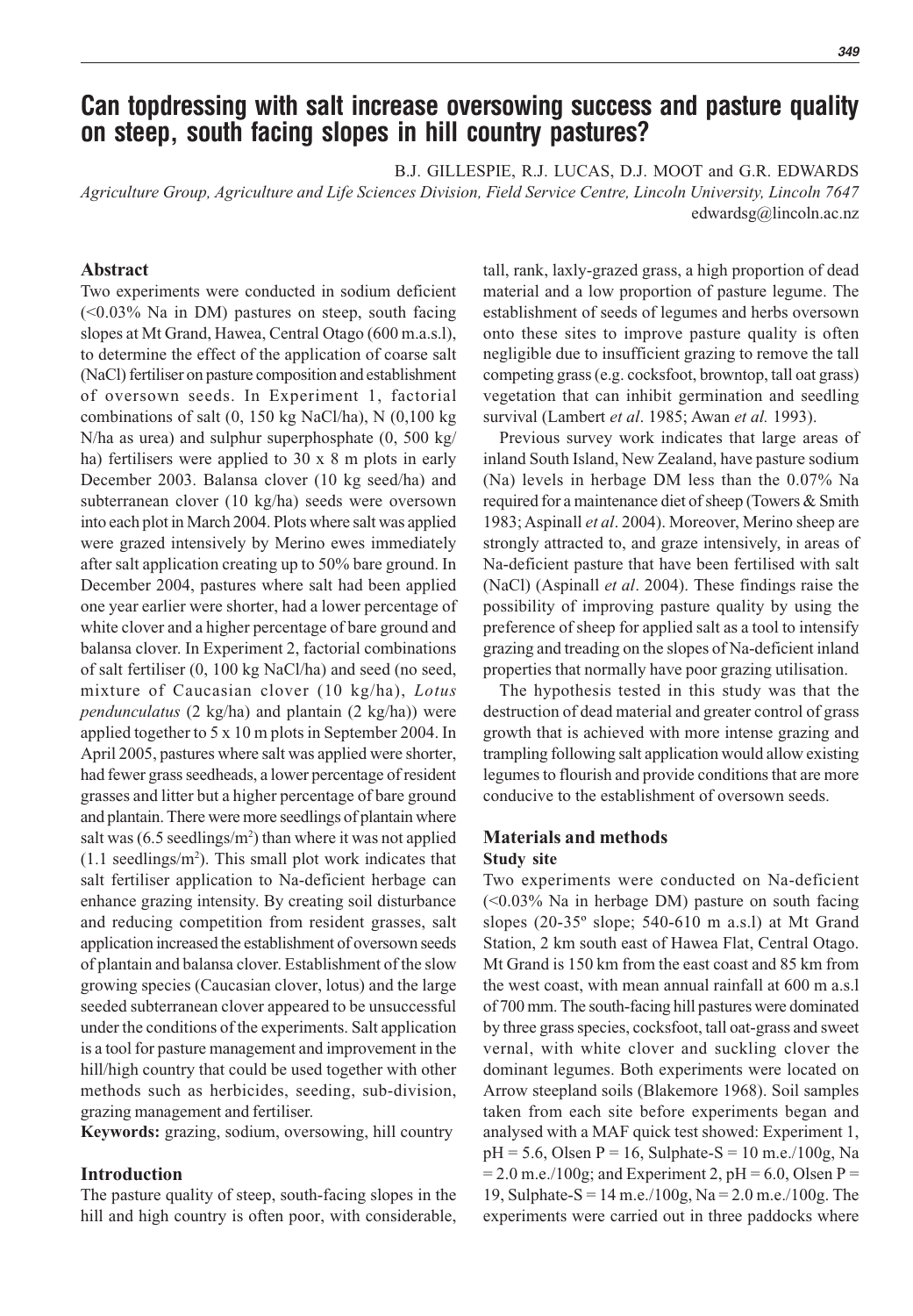# Can topdressing with salt increase oversowing success and pasture quality on steep, south facing slopes in hill country pastures?

B.J. GILLESPIE, R.J. LUCAS, D.J. MOOT and G.R. EDWARDS

*Agriculture Group, Agriculture and Life Sciences Division, Field Service Centre, Lincoln University, Lincoln 7647*
edwardsg@lincoln.ac.nz

## Abstract

Two experiments were conducted in sodium deficient (<0.03% Na in DM) pastures on steep, south facing slopes at Mt Grand, Hawea, Central Otago (600 m.a.s.l), to determine the effect of the application of coarse salt (NaCl) fertiliser on pasture composition and establishment of oversown seeds. In Experiment 1, factorial combinations of salt (0, 150 kg NaCl/ha), N (0,100 kg N/ha as urea) and sulphur superphosphate (0, 500 kg/ha) fertilisers were applied to 30 x 8 m plots in early December 2003. Balansa clover (10 kg seed/ha) and subterranean clover (10 kg/ha) seeds were oversown into each plot in March 2004. Plots where salt was applied were grazed intensively by Merino ewes immediately after salt application creating up to 50% bare ground. In December 2004, pastures where salt had been applied one year earlier were shorter, had a lower percentage of white clover and a higher percentage of bare ground and balansa clover. In Experiment 2, factorial combinations of salt fertiliser (0, 100 kg NaCl/ha) and seed (no seed, mixture of Caucasian clover (10 kg/ha), *Lotus pendunculatus* (2 kg/ha) and plantain (2 kg/ha)) were applied together to 5 x 10 m plots in September 2004. In April 2005, pastures where salt was applied were shorter, had fewer grass seedheads, a lower percentage of resident grasses and litter but a higher percentage of bare ground and plantain. There were more seedlings of plantain where salt was (6.5 seedlings/m$^2$) than where it was not applied (1.1 seedlings/m$^2$). This small plot work indicates that salt fertiliser application to Na-deficient herbage can enhance grazing intensity. By creating soil disturbance and reducing competition from resident grasses, salt application increased the establishment of oversown seeds of plantain and balansa clover. Establishment of the slow growing species (Caucasian clover, lotus) and the large seeded subterranean clover appeared to be unsuccessful under the conditions of the experiments. Salt application is a tool for pasture management and improvement in the hill/high country that could be used together with other methods such as herbicides, seeding, sub-division, grazing management and fertiliser.

**Keywords:** grazing, sodium, oversowing, hill country

## Introduction

The pasture quality of steep, south-facing slopes in the hill and high country is often poor, with considerable, tall, rank, laxly-grazed grass, a high proportion of dead material and a low proportion of pasture legume. The establishment of seeds of legumes and herbs oversown onto these sites to improve pasture quality is often negligible due to insufficient grazing to remove the tall competing grass (e.g. cocksfoot, browntop, tall oat grass) vegetation that can inhibit germination and seedling survival (Lambert *et al*. 1985; Awan *et al.* 1993).

Previous survey work indicates that large areas of inland South Island, New Zealand, have pasture sodium (Na) levels in herbage DM less than the 0.07% Na required for a maintenance diet of sheep (Towers & Smith 1983; Aspinall *et al*. 2004). Moreover, Merino sheep are strongly attracted to, and graze intensively, in areas of Na-deficient pasture that have been fertilised with salt (NaCl) (Aspinall *et al*. 2004). These findings raise the possibility of improving pasture quality by using the preference of sheep for applied salt as a tool to intensify grazing and treading on the slopes of Na-deficient inland properties that normally have poor grazing utilisation.

The hypothesis tested in this study was that the destruction of dead material and greater control of grass growth that is achieved with more intense grazing and trampling following salt application would allow existing legumes to flourish and provide conditions that are more conducive to the establishment of oversown seeds.

## Materials and methods

### Study site

Two experiments were conducted on Na-deficient (<0.03% Na in herbage DM) pasture on south facing slopes (20-35º slope; 540-610 m a.s.l) at Mt Grand Station, 2 km south east of Hawea Flat, Central Otago. Mt Grand is 150 km from the east coast and 85 km from the west coast, with mean annual rainfall at 600 m a.s.l of 700 mm. The south-facing hill pastures were dominated by three grass species, cocksfoot, tall oat-grass and sweet vernal, with white clover and suckling clover the dominant legumes. Both experiments were located on Arrow steepland soils (Blakemore 1968). Soil samples taken from each site before experiments began and analysed with a MAF quick test showed: Experiment 1, pH = 5.6, Olsen P = 16, Sulphate-S = 10 m.e./100g, Na = 2.0 m.e./100g; and Experiment 2, pH = 6.0, Olsen P = 19, Sulphate-S = 14 m.e./100g, Na = 2.0 m.e./100g. The experiments were carried out in three paddocks where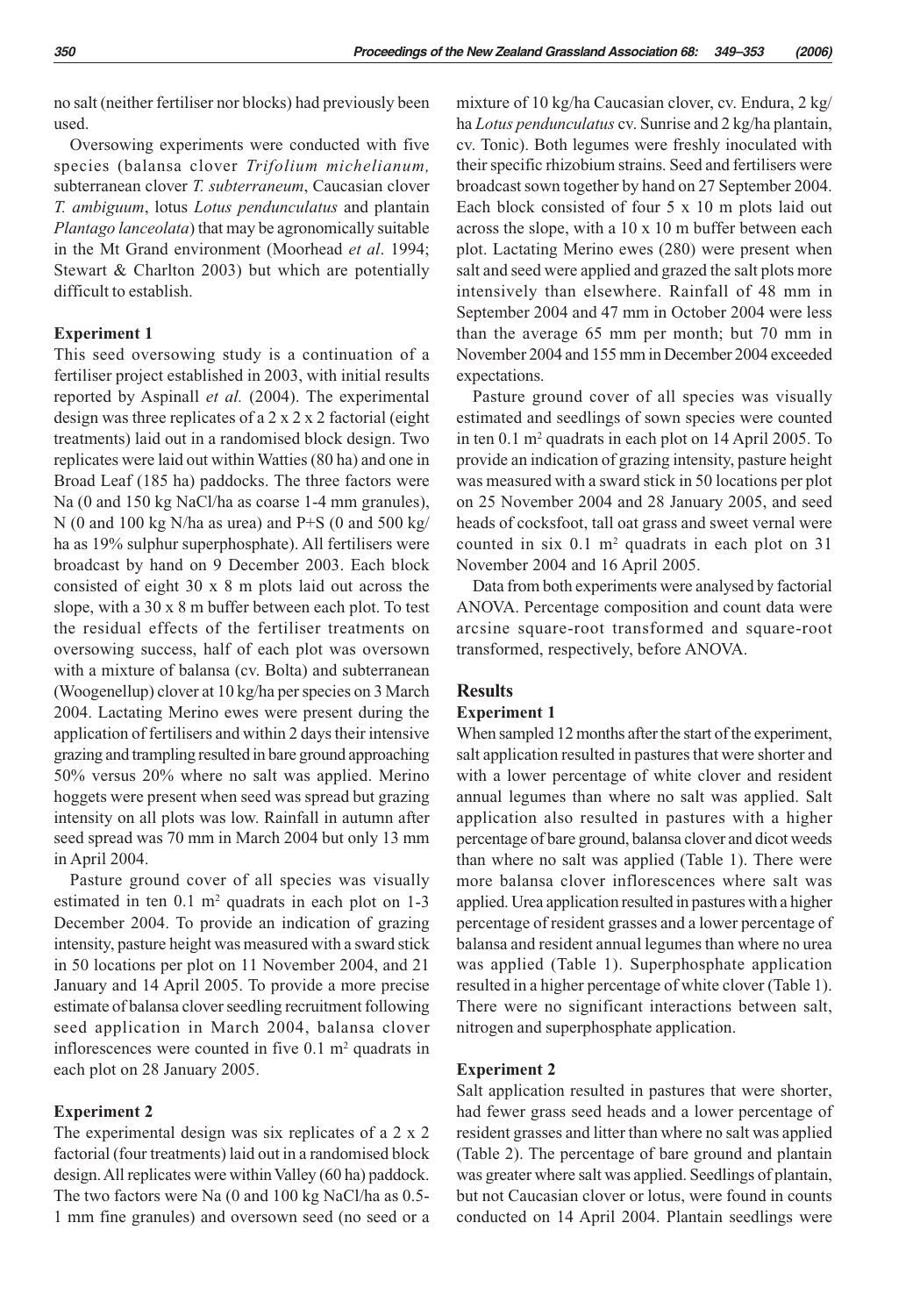no salt (neither fertiliser nor blocks) had previously been used.

Oversowing experiments were conducted with five species (balansa clover *Trifolium michelianum,* subterranean clover *T. subterraneum*, Caucasian clover *T. ambiguum*, lotus *Lotus penduncultatus* and plantain *Plantago lanceolata*) that may be agronomically suitable in the Mt Grand environment (Moorhead *et al*. 1994; Stewart & Charlton 2003) but which are potentially difficult to establish.

### Experiment 1

This seed oversowing study is a continuation of a fertiliser project established in 2003, with initial results reported by Aspinall *et al.* (2004). The experimental design was three replicates of a 2 x 2 x 2 factorial (eight treatments) laid out in a randomised block design. Two replicates were laid out within Watties (80 ha) and one in Broad Leaf (185 ha) paddocks. The three factors were Na (0 and 150 kg NaCl/ha as coarse 1-4 mm granules), N (0 and 100 kg N/ha as urea) and P+S (0 and 500 kg/ha as 19% sulphur superphosphate). All fertilisers were broadcast by hand on 9 December 2003. Each block consisted of eight 30 x 8 m plots laid out across the slope, with a 30 x 8 m buffer between each plot. To test the residual effects of the fertiliser treatments on oversowing success, half of each plot was oversown with a mixture of balansa (cv. Bolta) and subterranean (Woogenellup) clover at 10 kg/ha per species on 3 March 2004. Lactating Merino ewes were present during the application of fertilisers and within 2 days their intensive grazing and trampling resulted in bare ground approaching 50% versus 20% where no salt was applied. Merino hoggets were present when seed was spread but grazing intensity on all plots was low. Rainfall in autumn after seed spread was 70 mm in March 2004 but only 13 mm in April 2004.

Pasture ground cover of all species was visually estimated in ten 0.1 m$^2$ quadrats in each plot on 1-3 December 2004. To provide an indication of grazing intensity, pasture height was measured with a sward stick in 50 locations per plot on 11 November 2004, and 21 January and 14 April 2005. To provide a more precise estimate of balansa clover seedling recruitment following seed application in March 2004, balansa clover inflorescences were counted in five 0.1 m$^2$ quadrats in each plot on 28 January 2005.

### Experiment 2

The experimental design was six replicates of a 2 x 2 factorial (four treatments) laid out in a randomised block design. All replicates were within Valley (60 ha) paddock. The two factors were Na (0 and 100 kg NaCl/ha as 0.5-1 mm fine granules) and oversown seed (no seed or a mixture of 10 kg/ha Caucasian clover, cv. Endura, 2 kg/ha *Lotus penduncultatus* cv. Sunrise and 2 kg/ha plantain, cv. Tonic). Both legumes were freshly inoculated with their specific rhizobium strains. Seed and fertilisers were broadcast sown together by hand on 27 September 2004. Each block consisted of four 5 x 10 m plots laid out across the slope, with a 10 x 10 m buffer between each plot. Lactating Merino ewes (280) were present when salt and seed were applied and grazed the salt plots more intensively than elsewhere. Rainfall of 48 mm in September 2004 and 47 mm in October 2004 were less than the average 65 mm per month; but 70 mm in November 2004 and 155 mm in December 2004 exceeded expectations.

Pasture ground cover of all species was visually estimated and seedlings of sown species were counted in ten 0.1 m$^2$ quadrats in each plot on 14 April 2005. To provide an indication of grazing intensity, pasture height was measured with a sward stick in 50 locations per plot on 25 November 2004 and 28 January 2005, and seed heads of cocksfoot, tall oat grass and sweet vernal were counted in six 0.1 m$^2$ quadrats in each plot on 31 November 2004 and 16 April 2005.

Data from both experiments were analysed by factorial ANOVA. Percentage composition and count data were arcsine square-root transformed and square-root transformed, respectively, before ANOVA.

## Results

### Experiment 1

When sampled 12 months after the start of the experiment, salt application resulted in pastures that were shorter and with a lower percentage of white clover and resident annual legumes than where no salt was applied. Salt application also resulted in pastures with a higher percentage of bare ground, balansa clover and dicot weeds than where no salt was applied (Table 1). There were more balansa clover inflorescences where salt was applied. Urea application resulted in pastures with a higher percentage of resident grasses and a lower percentage of balansa and resident annual legumes than where no urea was applied (Table 1). Superphosphate application resulted in a higher percentage of white clover (Table 1). There were no significant interactions between salt, nitrogen and superphosphate application.

### Experiment 2

Salt application resulted in pastures that were shorter, had fewer grass seed heads and a lower percentage of resident grasses and litter than where no salt was applied (Table 2). The percentage of bare ground and plantain was greater where salt was applied. Seedlings of plantain, but not Caucasian clover or lotus, were found in counts conducted on 14 April 2004. Plantain seedlings were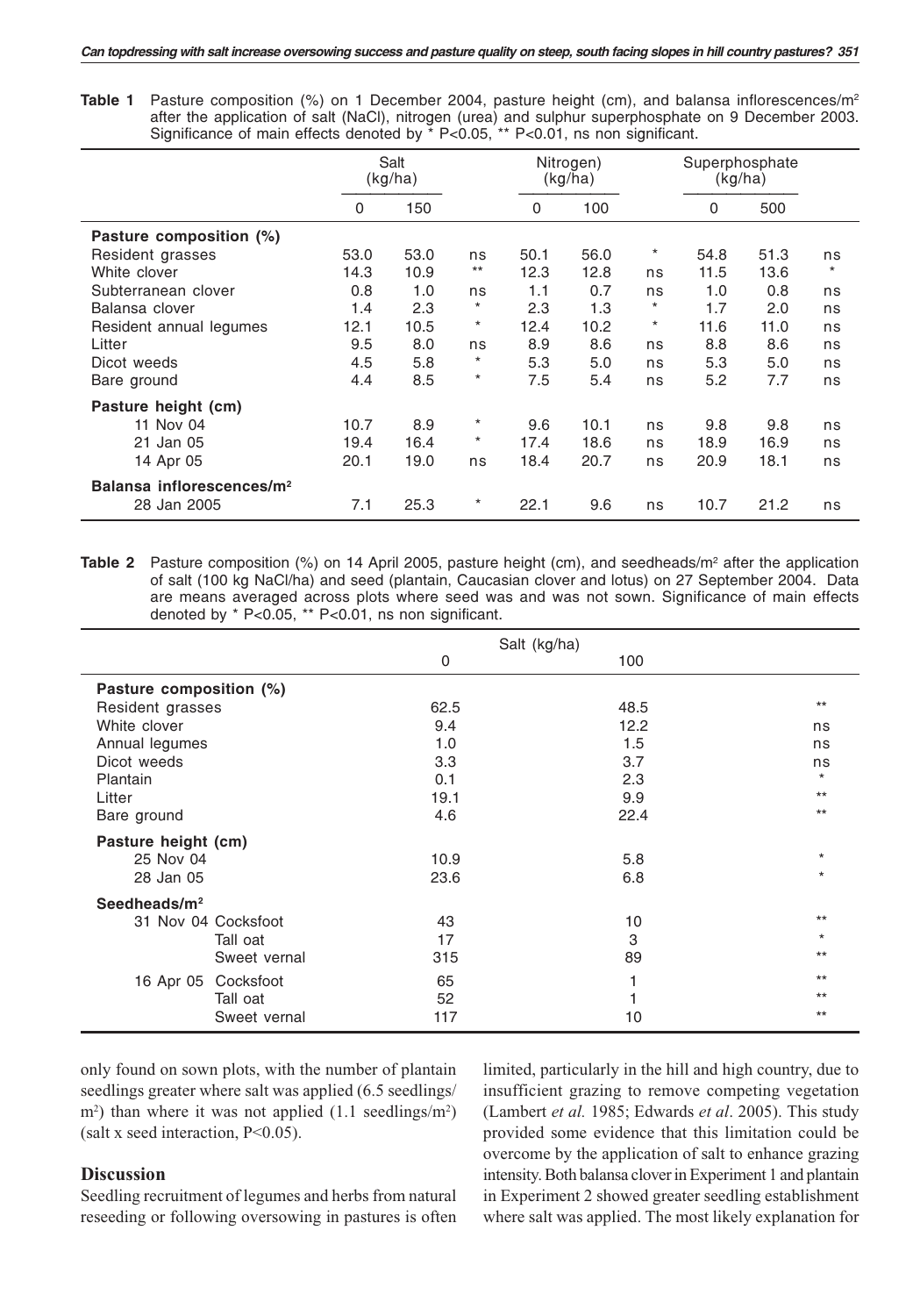**Table 1** Pasture composition (%) on 1 December 2004, pasture height (cm), and balansa inflorescences/m² after the application of salt (NaCl), nitrogen (urea) and sulphur superphosphate on 9 December 2003. Significance of main effects denoted by * P<0.05, ** P<0.01, ns non significant.

| | Salt (kg/ha) | | | Nitrogen) (kg/ha) | | | Superphosphate (kg/ha) | | |
|---|---|---|---|---|---|---|---|---|---|
| | 0 | 150 | | 0 | 100 | | 0 | 500 | |
| **Pasture composition (%)** | | | | | | | | | |
| Resident grasses | 53.0 | 53.0 | ns | 50.1 | 56.0 | * | 54.8 | 51.3 | ns |
| White clover | 14.3 | 10.9 | ** | 12.3 | 12.8 | ns | 11.5 | 13.6 | * |
| Subterranean clover | 0.8 | 1.0 | ns | 1.1 | 0.7 | ns | 1.0 | 0.8 | ns |
| Balansa clover | 1.4 | 2.3 | * | 2.3 | 1.3 | * | 1.7 | 2.0 | ns |
| Resident annual legumes | 12.1 | 10.5 | * | 12.4 | 10.2 | * | 11.6 | 11.0 | ns |
| Litter | 9.5 | 8.0 | ns | 8.9 | 8.6 | ns | 8.8 | 8.6 | ns |
| Dicot weeds | 4.5 | 5.8 | * | 5.3 | 5.0 | ns | 5.3 | 5.0 | ns |
| Bare ground | 4.4 | 8.5 | * | 7.5 | 5.4 | ns | 5.2 | 7.7 | ns |
| **Pasture height (cm)** | | | | | | | | | |
| 11 Nov 04 | 10.7 | 8.9 | * | 9.6 | 10.1 | ns | 9.8 | 9.8 | ns |
| 21 Jan 05 | 19.4 | 16.4 | * | 17.4 | 18.6 | ns | 18.9 | 16.9 | ns |
| 14 Apr 05 | 20.1 | 19.0 | ns | 18.4 | 20.7 | ns | 20.9 | 18.1 | ns |
| **Balansa inflorescences/m²** | | | | | | | | | |
| 28 Jan 2005 | 7.1 | 25.3 | * | 22.1 | 9.6 | ns | 10.7 | 21.2 | ns |

**Table 2** Pasture composition (%) on 14 April 2005, pasture height (cm), and seedheads/m² after the application of salt (100 kg NaCl/ha) and seed (plantain, Caucasian clover and lotus) on 27 September 2004. Data are means averaged across plots where seed was and was not sown. Significance of main effects denoted by * P<0.05, ** P<0.01, ns non significant.

| | Salt (kg/ha) | | |
|---|---|---|---|
| | 0 | 100 | |
| **Pasture composition (%)** | | | |
| Resident grasses | 62.5 | 48.5 | ** |
| White clover | 9.4 | 12.2 | ns |
| Annual legumes | 1.0 | 1.5 | ns |
| Dicot weeds | 3.3 | 3.7 | ns |
| Plantain | 0.1 | 2.3 | * |
| Litter | 19.1 | 9.9 | ** |
| Bare ground | 4.6 | 22.4 | ** |
| **Pasture height (cm)** | | | |
| 25 Nov 04 | 10.9 | 5.8 | * |
| 28 Jan 05 | 23.6 | 6.8 | * |
| **Seedheads/m²** | | | |
| 31 Nov 04 Cocksfoot | 43 | 10 | ** |
| Tall oat | 17 | 3 | * |
| Sweet vernal | 315 | 89 | ** |
| 16 Apr 05 Cocksfoot | 65 | 1 | ** |
| Tall oat | 52 | 1 | ** |
| Sweet vernal | 117 | 10 | ** |

only found on sown plots, with the number of plantain seedlings greater where salt was applied (6.5 seedlings/m²) than where it was not applied (1.1 seedlings/m²) (salt x seed interaction, P<0.05).

## Discussion

Seedling recruitment of legumes and herbs from natural reseeding or following oversowing in pastures is often limited, particularly in the hill and high country, due to insufficient grazing to remove competing vegetation (Lambert *et al.* 1985; Edwards *et al*. 2005). This study provided some evidence that this limitation could be overcome by the application of salt to enhance grazing intensity. Both balansa clover in Experiment 1 and plantain in Experiment 2 showed greater seedling establishment where salt was applied. The most likely explanation for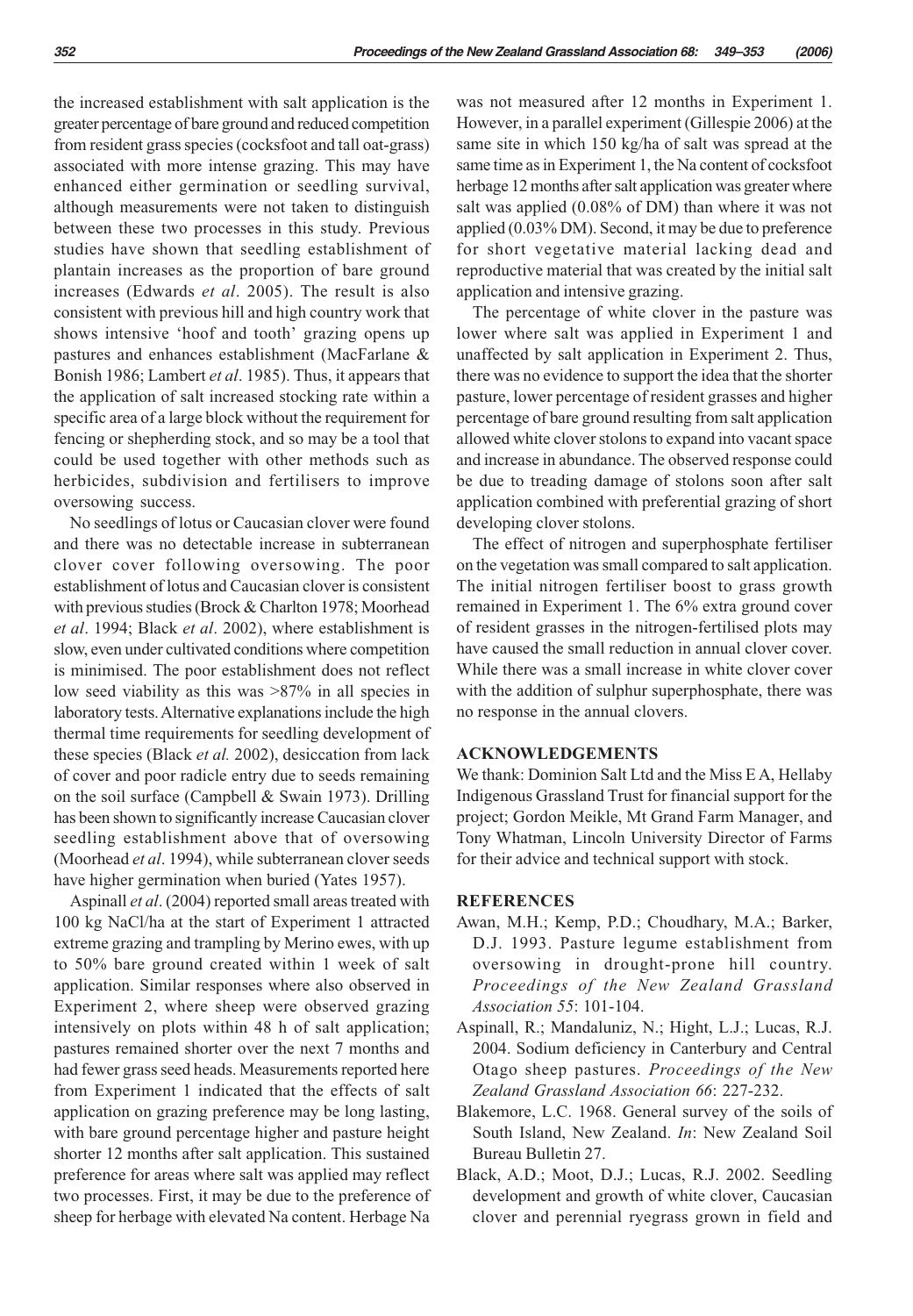the increased establishment with salt application is the greater percentage of bare ground and reduced competition from resident grass species (cocksfoot and tall oat-grass) associated with more intense grazing. This may have enhanced either germination or seedling survival, although measurements were not taken to distinguish between these two processes in this study. Previous studies have shown that seedling establishment of plantain increases as the proportion of bare ground increases (Edwards *et al*. 2005). The result is also consistent with previous hill and high country work that shows intensive 'hoof and tooth' grazing opens up pastures and enhances establishment (MacFarlane & Bonish 1986; Lambert *et al*. 1985). Thus, it appears that the application of salt increased stocking rate within a specific area of a large block without the requirement for fencing or shepherding stock, and so may be a tool that could be used together with other methods such as herbicides, subdivision and fertilisers to improve oversowing success.

No seedlings of lotus or Caucasian clover were found and there was no detectable increase in subterranean clover cover following oversowing. The poor establishment of lotus and Caucasian clover is consistent with previous studies (Brock & Charlton 1978; Moorhead *et al*. 1994; Black *et al*. 2002), where establishment is slow, even under cultivated conditions where competition is minimised. The poor establishment does not reflect low seed viability as this was >87% in all species in laboratory tests. Alternative explanations include the high thermal time requirements for seedling development of these species (Black *et al.* 2002), desiccation from lack of cover and poor radicle entry due to seeds remaining on the soil surface (Campbell & Swain 1973). Drilling has been shown to significantly increase Caucasian clover seedling establishment above that of oversowing (Moorhead *et al*. 1994), while subterranean clover seeds have higher germination when buried (Yates 1957).

Aspinall *et al*. (2004) reported small areas treated with 100 kg NaCl/ha at the start of Experiment 1 attracted extreme grazing and trampling by Merino ewes, with up to 50% bare ground created within 1 week of salt application. Similar responses where also observed in Experiment 2, where sheep were observed grazing intensively on plots within 48 h of salt application; pastures remained shorter over the next 7 months and had fewer grass seed heads. Measurements reported here from Experiment 1 indicated that the effects of salt application on grazing preference may be long lasting, with bare ground percentage higher and pasture height shorter 12 months after salt application. This sustained preference for areas where salt was applied may reflect two processes. First, it may be due to the preference of sheep for herbage with elevated Na content. Herbage Na was not measured after 12 months in Experiment 1. However, in a parallel experiment (Gillespie 2006) at the same site in which 150 kg/ha of salt was spread at the same time as in Experiment 1, the Na content of cocksfoot herbage 12 months after salt application was greater where salt was applied (0.08% of DM) than where it was not applied (0.03% DM). Second, it may be due to preference for short vegetative material lacking dead and reproductive material that was created by the initial salt application and intensive grazing.

The percentage of white clover in the pasture was lower where salt was applied in Experiment 1 and unaffected by salt application in Experiment 2. Thus, there was no evidence to support the idea that the shorter pasture, lower percentage of resident grasses and higher percentage of bare ground resulting from salt application allowed white clover stolons to expand into vacant space and increase in abundance. The observed response could be due to treading damage of stolons soon after salt application combined with preferential grazing of short developing clover stolons.

The effect of nitrogen and superphosphate fertiliser on the vegetation was small compared to salt application. The initial nitrogen fertiliser boost to grass growth remained in Experiment 1. The 6% extra ground cover of resident grasses in the nitrogen-fertilised plots may have caused the small reduction in annual clover cover. While there was a small increase in white clover cover with the addition of sulphur superphosphate, there was no response in the annual clovers.

## ACKNOWLEDGEMENTS

We thank: Dominion Salt Ltd and the Miss E A, Hellaby Indigenous Grassland Trust for financial support for the project; Gordon Meikle, Mt Grand Farm Manager, and Tony Whatman, Lincoln University Director of Farms for their advice and technical support with stock.

## REFERENCES

Awan, M.H.; Kemp, P.D.; Choudhary, M.A.; Barker, D.J. 1993. Pasture legume establishment from oversowing in drought-prone hill country. *Proceedings of the New Zealand Grassland Association 55*: 101-104.

Aspinall, R.; Mandaluniz, N.; Hight, L.J.; Lucas, R.J. 2004. Sodium deficiency in Canterbury and Central Otago sheep pastures. *Proceedings of the New Zealand Grassland Association 66*: 227-232.

Blakemore, L.C. 1968. General survey of the soils of South Island, New Zealand. *In*: New Zealand Soil Bureau Bulletin 27.

Black, A.D.; Moot, D.J.; Lucas, R.J. 2002. Seedling development and growth of white clover, Caucasian clover and perennial ryegrass grown in field and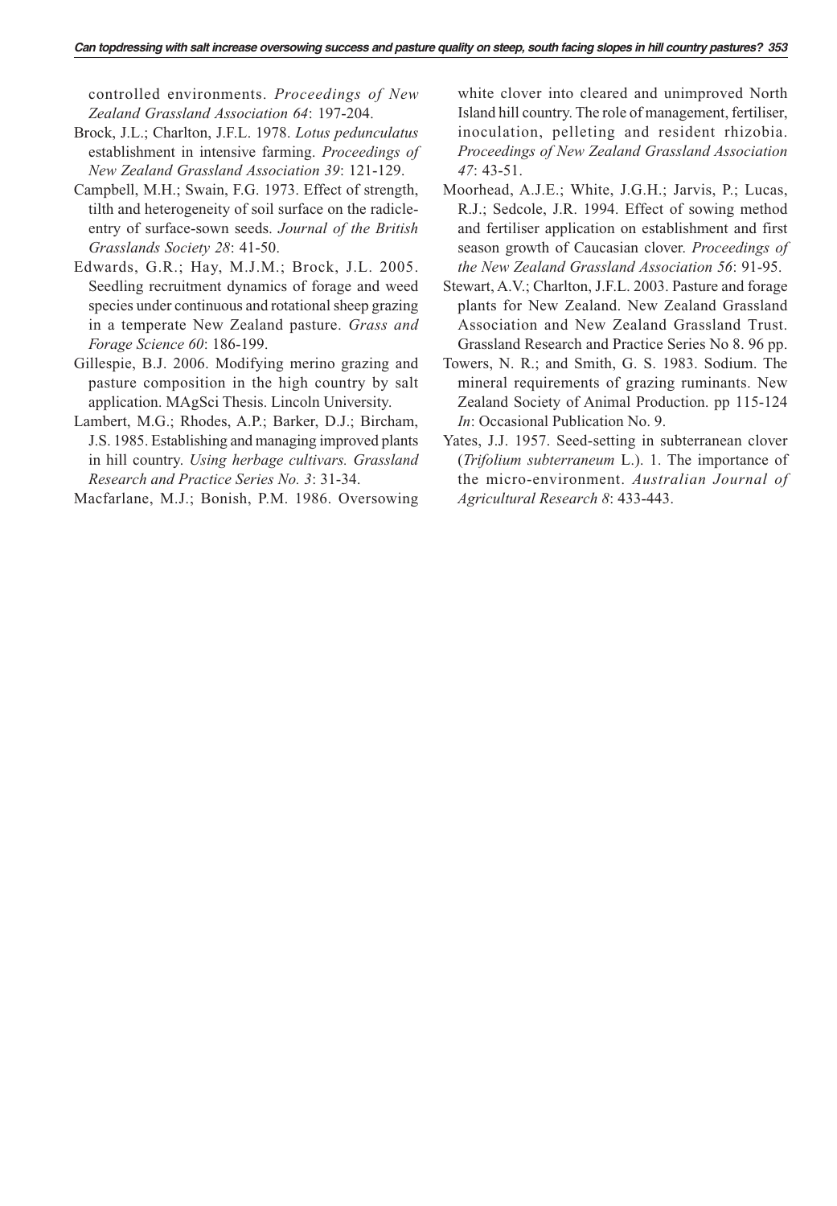controlled environments. *Proceedings of New Zealand Grassland Association 64*: 197-204.

Brock, J.L.; Charlton, J.F.L. 1978. *Lotus pedunculatus* establishment in intensive farming. *Proceedings of New Zealand Grassland Association 39*: 121-129.

Campbell, M.H.; Swain, F.G. 1973. Effect of strength, tilth and heterogeneity of soil surface on the radicle-entry of surface-sown seeds. *Journal of the British Grasslands Society 28*: 41-50.

Edwards, G.R.; Hay, M.J.M.; Brock, J.L. 2005. Seedling recruitment dynamics of forage and weed species under continuous and rotational sheep grazing in a temperate New Zealand pasture. *Grass and Forage Science 60*: 186-199.

Gillespie, B.J. 2006. Modifying merino grazing and pasture composition in the high country by salt application. MAgSci Thesis. Lincoln University.

Lambert, M.G.; Rhodes, A.P.; Barker, D.J.; Bircham, J.S. 1985. Establishing and managing improved plants in hill country. *Using herbage cultivars. Grassland Research and Practice Series No. 3*: 31-34.

Macfarlane, M.J.; Bonish, P.M. 1986. Oversowing white clover into cleared and unimproved North Island hill country. The role of management, fertiliser, inoculation, pelleting and resident rhizobia. *Proceedings of New Zealand Grassland Association 47*: 43-51.

Moorhead, A.J.E.; White, J.G.H.; Jarvis, P.; Lucas, R.J.; Sedcole, J.R. 1994. Effect of sowing method and fertiliser application on establishment and first season growth of Caucasian clover. *Proceedings of the New Zealand Grassland Association 56*: 91-95.

Stewart, A.V.; Charlton, J.F.L. 2003. Pasture and forage plants for New Zealand. New Zealand Grassland Association and New Zealand Grassland Trust. Grassland Research and Practice Series No 8. 96 pp.

Towers, N. R.; and Smith, G. S. 1983. Sodium. The mineral requirements of grazing ruminants. New Zealand Society of Animal Production. pp 115-124 *In*: Occasional Publication No. 9.

Yates, J.J. 1957. Seed-setting in subterranean clover (*Trifolium subterraneum* L.). 1. The importance of the micro-environment. *Australian Journal of Agricultural Research 8*: 433-443.